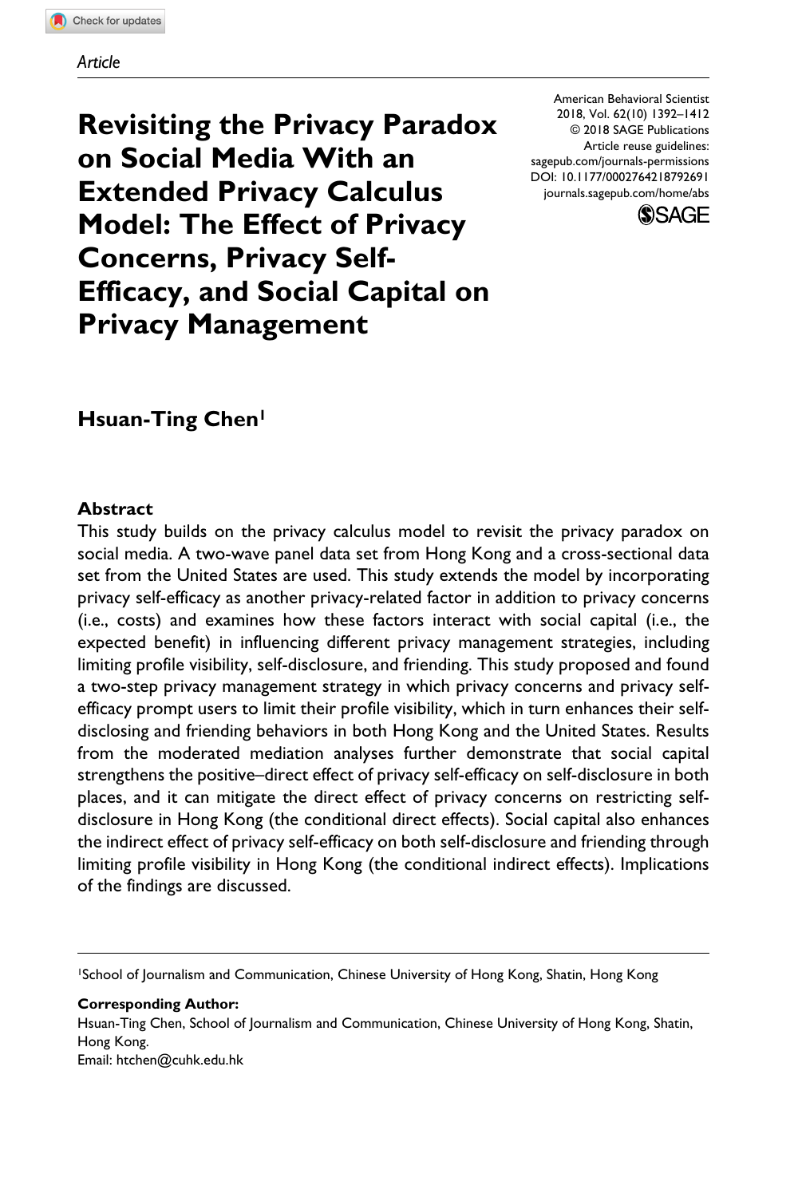*Article*

# Revisiting the Privacy Paradox on Social Media With an Extended Privacy Calculus Model: The Effect of Privacy Concerns, Privacy Self-Efficacy, and Social Capital on Privacy Management

American Behavioral Scientist
2018, Vol. 62(10) 1392–1412
© 2018 SAGE Publications
Article reuse guidelines:
sagepub.com/journals-permissions
DOI: 10.1177/0002764218792691
journals.sagepub.com/home/abs

**Hsuan-Ting Chen**[1]

## Abstract

This study builds on the privacy calculus model to revisit the privacy paradox on social media. A two-wave panel data set from Hong Kong and a cross-sectional data set from the United States are used. This study extends the model by incorporating privacy self-efficacy as another privacy-related factor in addition to privacy concerns (i.e., costs) and examines how these factors interact with social capital (i.e., the expected benefit) in influencing different privacy management strategies, including limiting profile visibility, self-disclosure, and friending. This study proposed and found a two-step privacy management strategy in which privacy concerns and privacy self-efficacy prompt users to limit their profile visibility, which in turn enhances their self-disclosing and friending behaviors in both Hong Kong and the United States. Results from the moderated mediation analyses further demonstrate that social capital strengthens the positive–direct effect of privacy self-efficacy on self-disclosure in both places, and it can mitigate the direct effect of privacy concerns on restricting self-disclosure in Hong Kong (the conditional direct effects). Social capital also enhances the indirect effect of privacy self-efficacy on both self-disclosure and friending through limiting profile visibility in Hong Kong (the conditional indirect effects). Implications of the findings are discussed.

---

[1]School of Journalism and Communication, Chinese University of Hong Kong, Shatin, Hong Kong

**Corresponding Author:**
Hsuan-Ting Chen, School of Journalism and Communication, Chinese University of Hong Kong, Shatin, Hong Kong.
Email: htchen@cuhk.edu.hk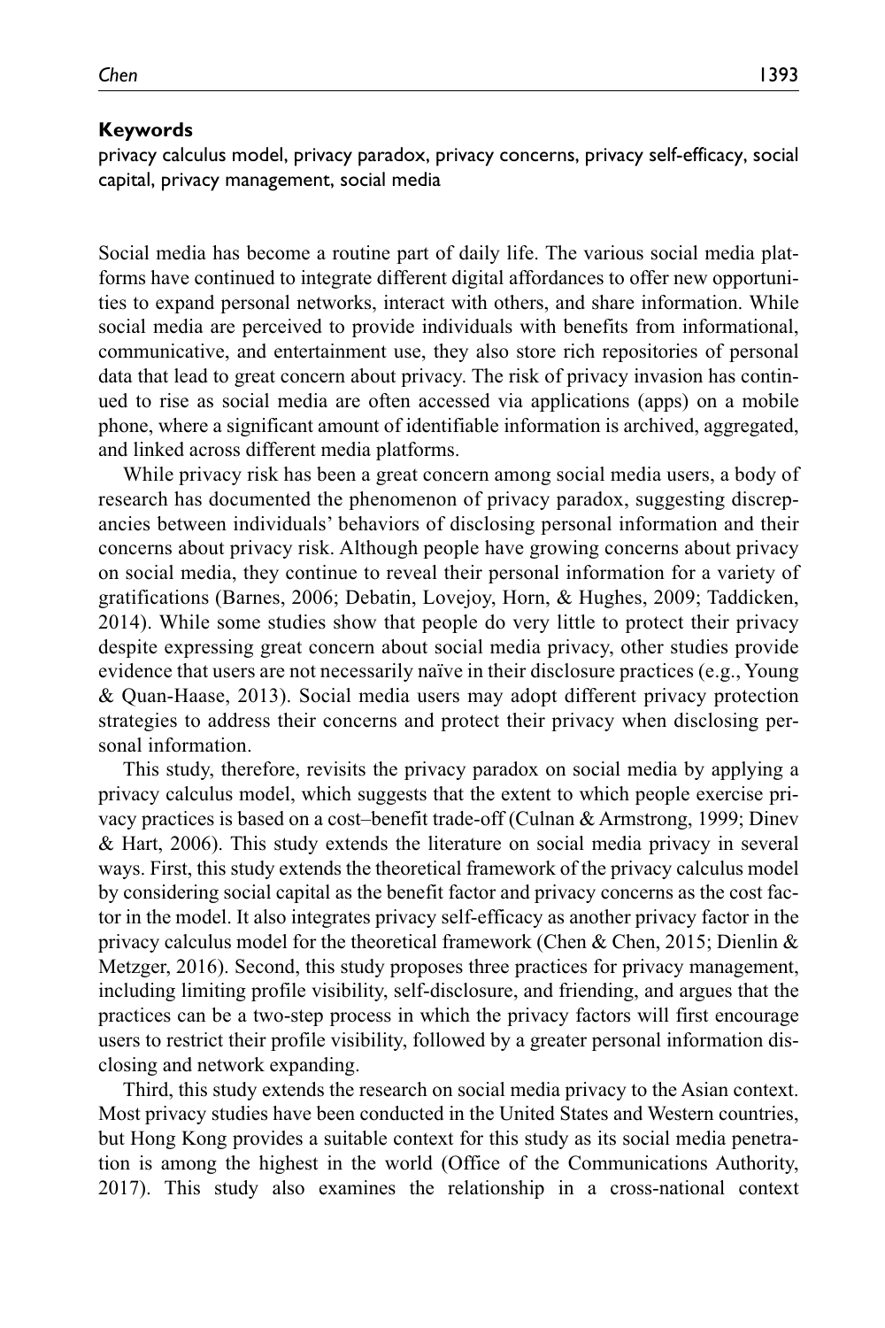#### Keywords

privacy calculus model, privacy paradox, privacy concerns, privacy self-efficacy, social capital, privacy management, social media

Social media has become a routine part of daily life. The various social media platforms have continued to integrate different digital affordances to offer new opportunities to expand personal networks, interact with others, and share information. While social media are perceived to provide individuals with benefits from informational, communicative, and entertainment use, they also store rich repositories of personal data that lead to great concern about privacy. The risk of privacy invasion has continued to rise as social media are often accessed via applications (apps) on a mobile phone, where a significant amount of identifiable information is archived, aggregated, and linked across different media platforms.

While privacy risk has been a great concern among social media users, a body of research has documented the phenomenon of privacy paradox, suggesting discrepancies between individuals' behaviors of disclosing personal information and their concerns about privacy risk. Although people have growing concerns about privacy on social media, they continue to reveal their personal information for a variety of gratifications (Barnes, 2006; Debatin, Lovejoy, Horn, & Hughes, 2009; Taddicken, 2014). While some studies show that people do very little to protect their privacy despite expressing great concern about social media privacy, other studies provide evidence that users are not necessarily naïve in their disclosure practices (e.g., Young & Quan-Haase, 2013). Social media users may adopt different privacy protection strategies to address their concerns and protect their privacy when disclosing personal information.

This study, therefore, revisits the privacy paradox on social media by applying a privacy calculus model, which suggests that the extent to which people exercise privacy practices is based on a cost–benefit trade-off (Culnan & Armstrong, 1999; Dinev & Hart, 2006). This study extends the literature on social media privacy in several ways. First, this study extends the theoretical framework of the privacy calculus model by considering social capital as the benefit factor and privacy concerns as the cost factor in the model. It also integrates privacy self-efficacy as another privacy factor in the privacy calculus model for the theoretical framework (Chen & Chen, 2015; Dienlin & Metzger, 2016). Second, this study proposes three practices for privacy management, including limiting profile visibility, self-disclosure, and friending, and argues that the practices can be a two-step process in which the privacy factors will first encourage users to restrict their profile visibility, followed by a greater personal information disclosing and network expanding.

Third, this study extends the research on social media privacy to the Asian context. Most privacy studies have been conducted in the United States and Western countries, but Hong Kong provides a suitable context for this study as its social media penetration is among the highest in the world (Office of the Communications Authority, 2017). This study also examines the relationship in a cross-national context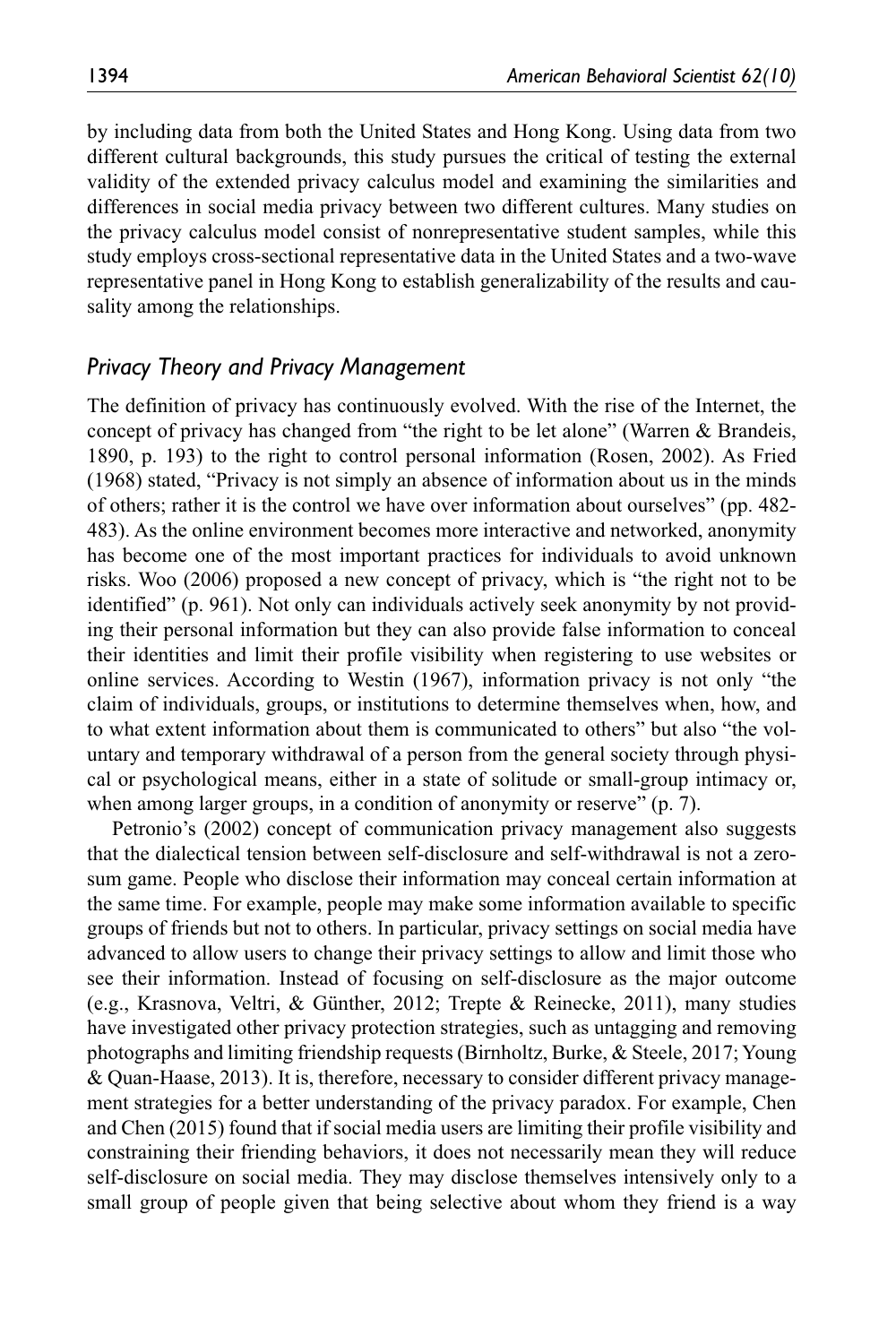by including data from both the United States and Hong Kong. Using data from two different cultural backgrounds, this study pursues the critical of testing the external validity of the extended privacy calculus model and examining the similarities and differences in social media privacy between two different cultures. Many studies on the privacy calculus model consist of nonrepresentative student samples, while this study employs cross-sectional representative data in the United States and a two-wave representative panel in Hong Kong to establish generalizability of the results and causality among the relationships.

## *Privacy Theory and Privacy Management*

The definition of privacy has continuously evolved. With the rise of the Internet, the concept of privacy has changed from "the right to be let alone" (Warren & Brandeis, 1890, p. 193) to the right to control personal information (Rosen, 2002). As Fried (1968) stated, "Privacy is not simply an absence of information about us in the minds of others; rather it is the control we have over information about ourselves" (pp. 482-483). As the online environment becomes more interactive and networked, anonymity has become one of the most important practices for individuals to avoid unknown risks. Woo (2006) proposed a new concept of privacy, which is "the right not to be identified" (p. 961). Not only can individuals actively seek anonymity by not providing their personal information but they can also provide false information to conceal their identities and limit their profile visibility when registering to use websites or online services. According to Westin (1967), information privacy is not only "the claim of individuals, groups, or institutions to determine themselves when, how, and to what extent information about them is communicated to others" but also "the voluntary and temporary withdrawal of a person from the general society through physical or psychological means, either in a state of solitude or small-group intimacy or, when among larger groups, in a condition of anonymity or reserve" (p. 7).

Petronio's (2002) concept of communication privacy management also suggests that the dialectical tension between self-disclosure and self-withdrawal is not a zero-sum game. People who disclose their information may conceal certain information at the same time. For example, people may make some information available to specific groups of friends but not to others. In particular, privacy settings on social media have advanced to allow users to change their privacy settings to allow and limit those who see their information. Instead of focusing on self-disclosure as the major outcome (e.g., Krasnova, Veltri, & Günther, 2012; Trepte & Reinecke, 2011), many studies have investigated other privacy protection strategies, such as untagging and removing photographs and limiting friendship requests (Birnholtz, Burke, & Steele, 2017; Young & Quan-Haase, 2013). It is, therefore, necessary to consider different privacy management strategies for a better understanding of the privacy paradox. For example, Chen and Chen (2015) found that if social media users are limiting their profile visibility and constraining their friending behaviors, it does not necessarily mean they will reduce self-disclosure on social media. They may disclose themselves intensively only to a small group of people given that being selective about whom they friend is a way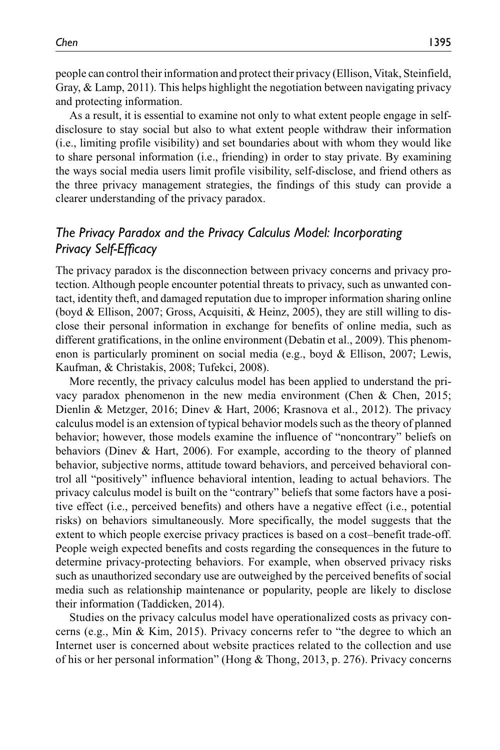people can control their information and protect their privacy (Ellison, Vitak, Steinfield, Gray, & Lamp, 2011). This helps highlight the negotiation between navigating privacy and protecting information.

As a result, it is essential to examine not only to what extent people engage in self-disclosure to stay social but also to what extent people withdraw their information (i.e., limiting profile visibility) and set boundaries about with whom they would like to share personal information (i.e., friending) in order to stay private. By examining the ways social media users limit profile visibility, self-disclose, and friend others as the three privacy management strategies, the findings of this study can provide a clearer understanding of the privacy paradox.

### *The Privacy Paradox and the Privacy Calculus Model: Incorporating Privacy Self-Efficacy*

The privacy paradox is the disconnection between privacy concerns and privacy protection. Although people encounter potential threats to privacy, such as unwanted contact, identity theft, and damaged reputation due to improper information sharing online (boyd & Ellison, 2007; Gross, Acquisiti, & Heinz, 2005), they are still willing to disclose their personal information in exchange for benefits of online media, such as different gratifications, in the online environment (Debatin et al., 2009). This phenomenon is particularly prominent on social media (e.g., boyd & Ellison, 2007; Lewis, Kaufman, & Christakis, 2008; Tufekci, 2008).

More recently, the privacy calculus model has been applied to understand the privacy paradox phenomenon in the new media environment (Chen & Chen, 2015; Dienlin & Metzger, 2016; Dinev & Hart, 2006; Krasnova et al., 2012). The privacy calculus model is an extension of typical behavior models such as the theory of planned behavior; however, those models examine the influence of "noncontrary" beliefs on behaviors (Dinev & Hart, 2006). For example, according to the theory of planned behavior, subjective norms, attitude toward behaviors, and perceived behavioral control all "positively" influence behavioral intention, leading to actual behaviors. The privacy calculus model is built on the "contrary" beliefs that some factors have a positive effect (i.e., perceived benefits) and others have a negative effect (i.e., potential risks) on behaviors simultaneously. More specifically, the model suggests that the extent to which people exercise privacy practices is based on a cost–benefit trade-off. People weigh expected benefits and costs regarding the consequences in the future to determine privacy-protecting behaviors. For example, when observed privacy risks such as unauthorized secondary use are outweighed by the perceived benefits of social media such as relationship maintenance or popularity, people are likely to disclose their information (Taddicken, 2014).

Studies on the privacy calculus model have operationalized costs as privacy concerns (e.g., Min & Kim, 2015). Privacy concerns refer to "the degree to which an Internet user is concerned about website practices related to the collection and use of his or her personal information" (Hong & Thong, 2013, p. 276). Privacy concerns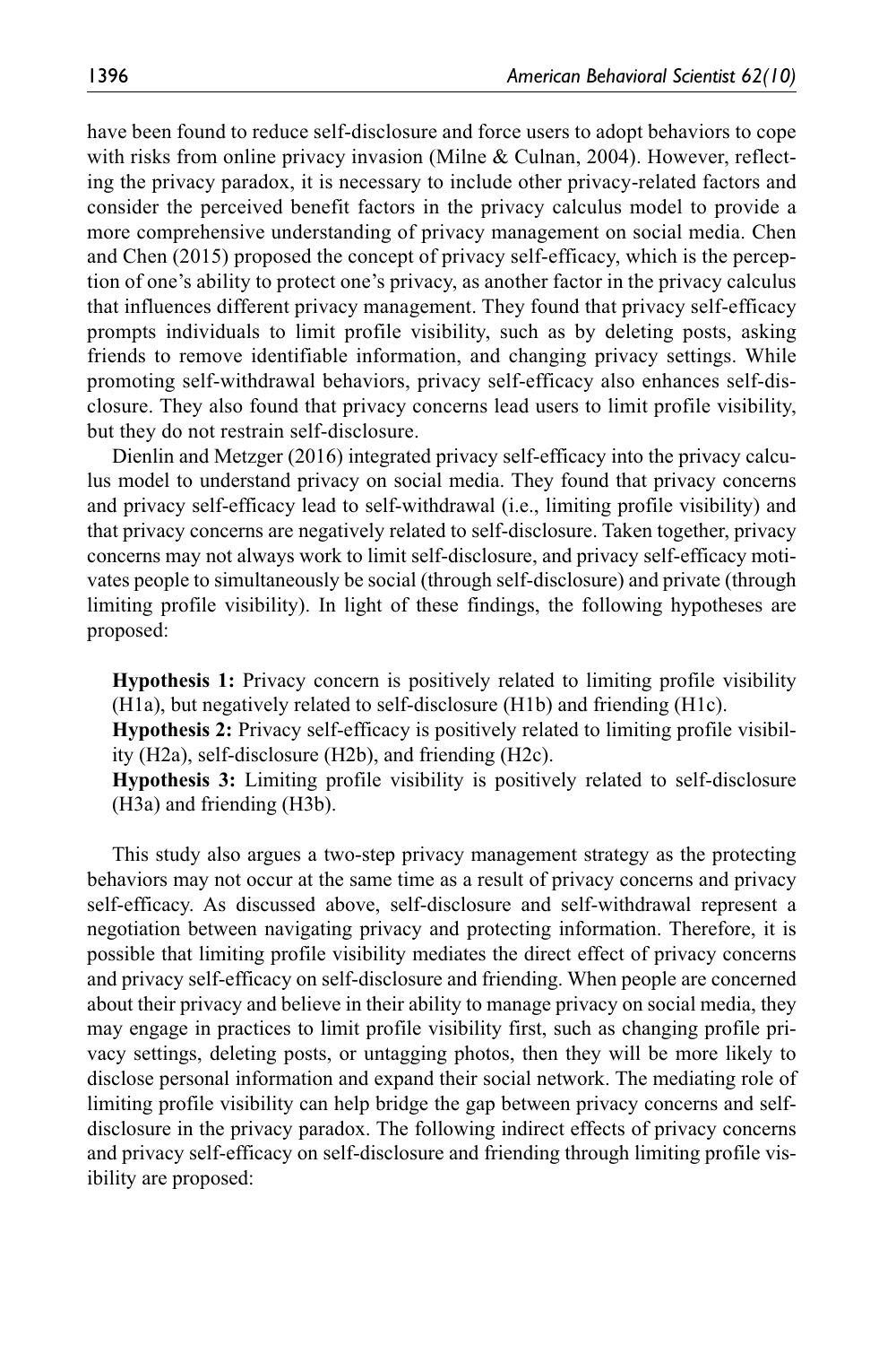have been found to reduce self-disclosure and force users to adopt behaviors to cope with risks from online privacy invasion (Milne & Culnan, 2004). However, reflecting the privacy paradox, it is necessary to include other privacy-related factors and consider the perceived benefit factors in the privacy calculus model to provide a more comprehensive understanding of privacy management on social media. Chen and Chen (2015) proposed the concept of privacy self-efficacy, which is the perception of one's ability to protect one's privacy, as another factor in the privacy calculus that influences different privacy management. They found that privacy self-efficacy prompts individuals to limit profile visibility, such as by deleting posts, asking friends to remove identifiable information, and changing privacy settings. While promoting self-withdrawal behaviors, privacy self-efficacy also enhances self-disclosure. They also found that privacy concerns lead users to limit profile visibility, but they do not restrain self-disclosure.

Dienlin and Metzger (2016) integrated privacy self-efficacy into the privacy calculus model to understand privacy on social media. They found that privacy concerns and privacy self-efficacy lead to self-withdrawal (i.e., limiting profile visibility) and that privacy concerns are negatively related to self-disclosure. Taken together, privacy concerns may not always work to limit self-disclosure, and privacy self-efficacy motivates people to simultaneously be social (through self-disclosure) and private (through limiting profile visibility). In light of these findings, the following hypotheses are proposed:

**Hypothesis 1:** Privacy concern is positively related to limiting profile visibility (H1a), but negatively related to self-disclosure (H1b) and friending (H1c).

**Hypothesis 2:** Privacy self-efficacy is positively related to limiting profile visibility (H2a), self-disclosure (H2b), and friending (H2c).

**Hypothesis 3:** Limiting profile visibility is positively related to self-disclosure (H3a) and friending (H3b).

This study also argues a two-step privacy management strategy as the protecting behaviors may not occur at the same time as a result of privacy concerns and privacy self-efficacy. As discussed above, self-disclosure and self-withdrawal represent a negotiation between navigating privacy and protecting information. Therefore, it is possible that limiting profile visibility mediates the direct effect of privacy concerns and privacy self-efficacy on self-disclosure and friending. When people are concerned about their privacy and believe in their ability to manage privacy on social media, they may engage in practices to limit profile visibility first, such as changing profile privacy settings, deleting posts, or untagging photos, then they will be more likely to disclose personal information and expand their social network. The mediating role of limiting profile visibility can help bridge the gap between privacy concerns and self-disclosure in the privacy paradox. The following indirect effects of privacy concerns and privacy self-efficacy on self-disclosure and friending through limiting profile visibility are proposed: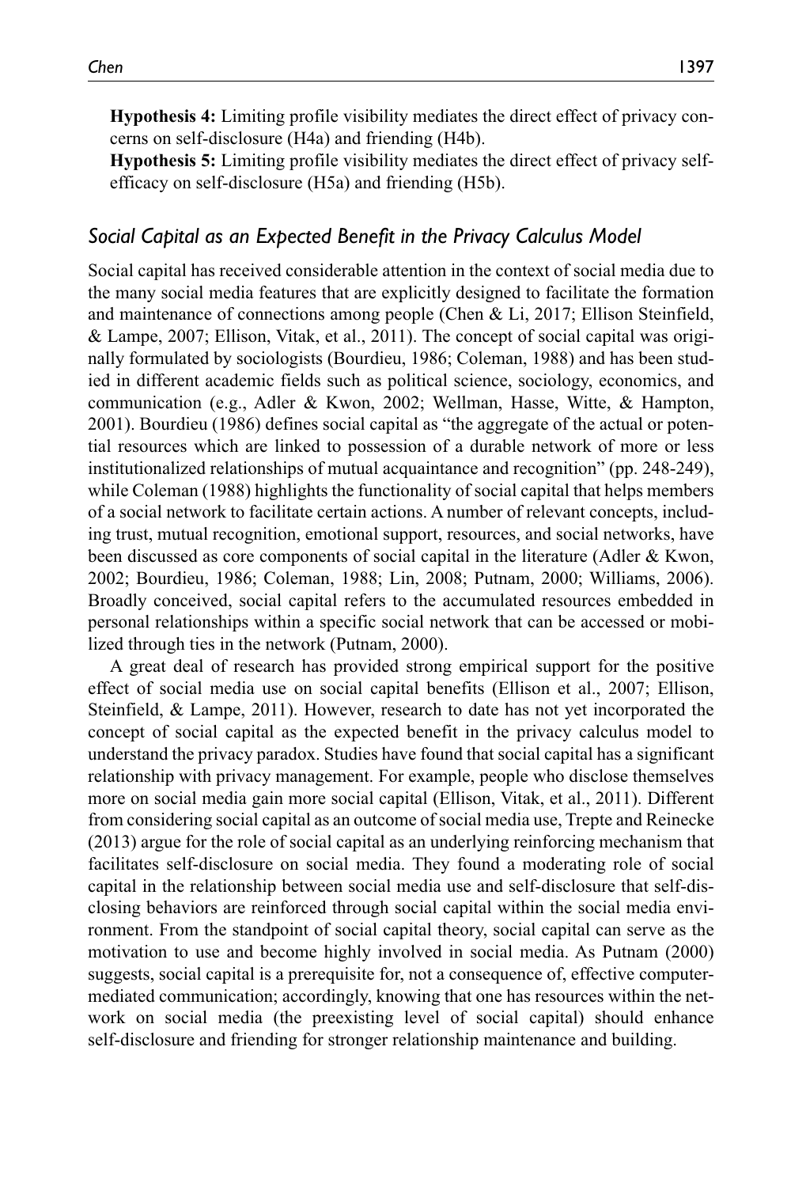**Hypothesis 4:** Limiting profile visibility mediates the direct effect of privacy concerns on self-disclosure (H4a) and friending (H4b).

**Hypothesis 5:** Limiting profile visibility mediates the direct effect of privacy self-efficacy on self-disclosure (H5a) and friending (H5b).

### *Social Capital as an Expected Benefit in the Privacy Calculus Model*

Social capital has received considerable attention in the context of social media due to the many social media features that are explicitly designed to facilitate the formation and maintenance of connections among people (Chen & Li, 2017; Ellison Steinfield, & Lampe, 2007; Ellison, Vitak, et al., 2011). The concept of social capital was originally formulated by sociologists (Bourdieu, 1986; Coleman, 1988) and has been studied in different academic fields such as political science, sociology, economics, and communication (e.g., Adler & Kwon, 2002; Wellman, Hasse, Witte, & Hampton, 2001). Bourdieu (1986) defines social capital as "the aggregate of the actual or potential resources which are linked to possession of a durable network of more or less institutionalized relationships of mutual acquaintance and recognition" (pp. 248-249), while Coleman (1988) highlights the functionality of social capital that helps members of a social network to facilitate certain actions. A number of relevant concepts, including trust, mutual recognition, emotional support, resources, and social networks, have been discussed as core components of social capital in the literature (Adler & Kwon, 2002; Bourdieu, 1986; Coleman, 1988; Lin, 2008; Putnam, 2000; Williams, 2006). Broadly conceived, social capital refers to the accumulated resources embedded in personal relationships within a specific social network that can be accessed or mobilized through ties in the network (Putnam, 2000).

A great deal of research has provided strong empirical support for the positive effect of social media use on social capital benefits (Ellison et al., 2007; Ellison, Steinfield, & Lampe, 2011). However, research to date has not yet incorporated the concept of social capital as the expected benefit in the privacy calculus model to understand the privacy paradox. Studies have found that social capital has a significant relationship with privacy management. For example, people who disclose themselves more on social media gain more social capital (Ellison, Vitak, et al., 2011). Different from considering social capital as an outcome of social media use, Trepte and Reinecke (2013) argue for the role of social capital as an underlying reinforcing mechanism that facilitates self-disclosure on social media. They found a moderating role of social capital in the relationship between social media use and self-disclosure that self-disclosing behaviors are reinforced through social capital within the social media environment. From the standpoint of social capital theory, social capital can serve as the motivation to use and become highly involved in social media. As Putnam (2000) suggests, social capital is a prerequisite for, not a consequence of, effective computer-mediated communication; accordingly, knowing that one has resources within the network on social media (the preexisting level of social capital) should enhance self-disclosure and friending for stronger relationship maintenance and building.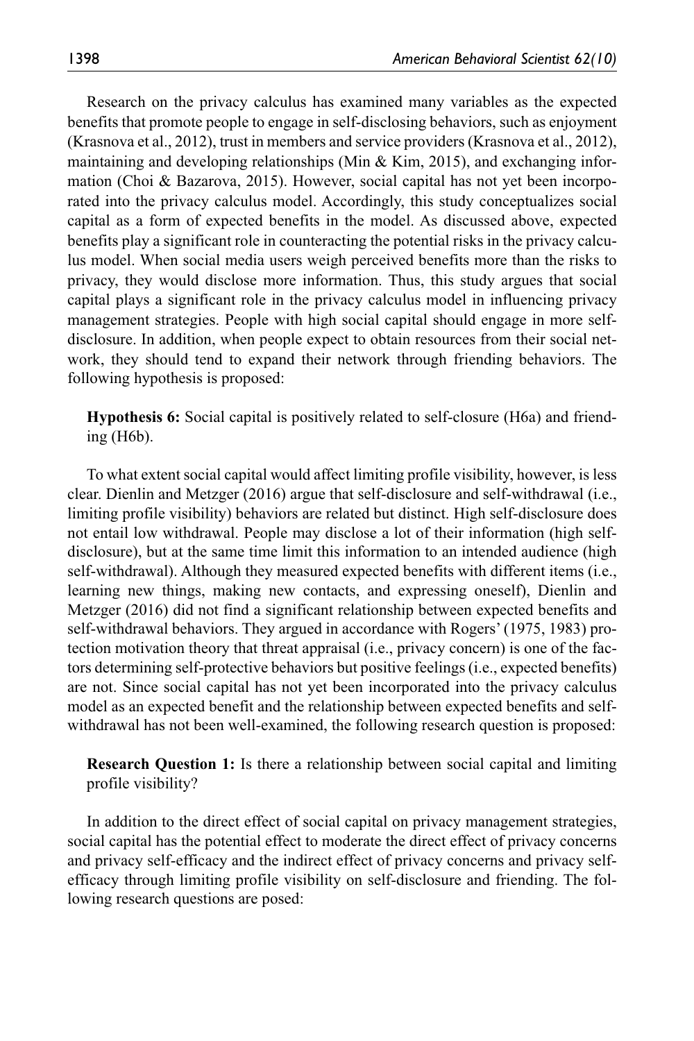Research on the privacy calculus has examined many variables as the expected benefits that promote people to engage in self-disclosing behaviors, such as enjoyment (Krasnova et al., 2012), trust in members and service providers (Krasnova et al., 2012), maintaining and developing relationships (Min & Kim, 2015), and exchanging information (Choi & Bazarova, 2015). However, social capital has not yet been incorporated into the privacy calculus model. Accordingly, this study conceptualizes social capital as a form of expected benefits in the model. As discussed above, expected benefits play a significant role in counteracting the potential risks in the privacy calculus model. When social media users weigh perceived benefits more than the risks to privacy, they would disclose more information. Thus, this study argues that social capital plays a significant role in the privacy calculus model in influencing privacy management strategies. People with high social capital should engage in more self-disclosure. In addition, when people expect to obtain resources from their social network, they should tend to expand their network through friending behaviors. The following hypothesis is proposed:

> **Hypothesis 6:** Social capital is positively related to self-closure (H6a) and friending (H6b).

To what extent social capital would affect limiting profile visibility, however, is less clear. Dienlin and Metzger (2016) argue that self-disclosure and self-withdrawal (i.e., limiting profile visibility) behaviors are related but distinct. High self-disclosure does not entail low withdrawal. People may disclose a lot of their information (high self-disclosure), but at the same time limit this information to an intended audience (high self-withdrawal). Although they measured expected benefits with different items (i.e., learning new things, making new contacts, and expressing oneself), Dienlin and Metzger (2016) did not find a significant relationship between expected benefits and self-withdrawal behaviors. They argued in accordance with Rogers' (1975, 1983) protection motivation theory that threat appraisal (i.e., privacy concern) is one of the factors determining self-protective behaviors but positive feelings (i.e., expected benefits) are not. Since social capital has not yet been incorporated into the privacy calculus model as an expected benefit and the relationship between expected benefits and self-withdrawal has not been well-examined, the following research question is proposed:

> **Research Question 1:** Is there a relationship between social capital and limiting profile visibility?

In addition to the direct effect of social capital on privacy management strategies, social capital has the potential effect to moderate the direct effect of privacy concerns and privacy self-efficacy and the indirect effect of privacy concerns and privacy self-efficacy through limiting profile visibility on self-disclosure and friending. The following research questions are posed: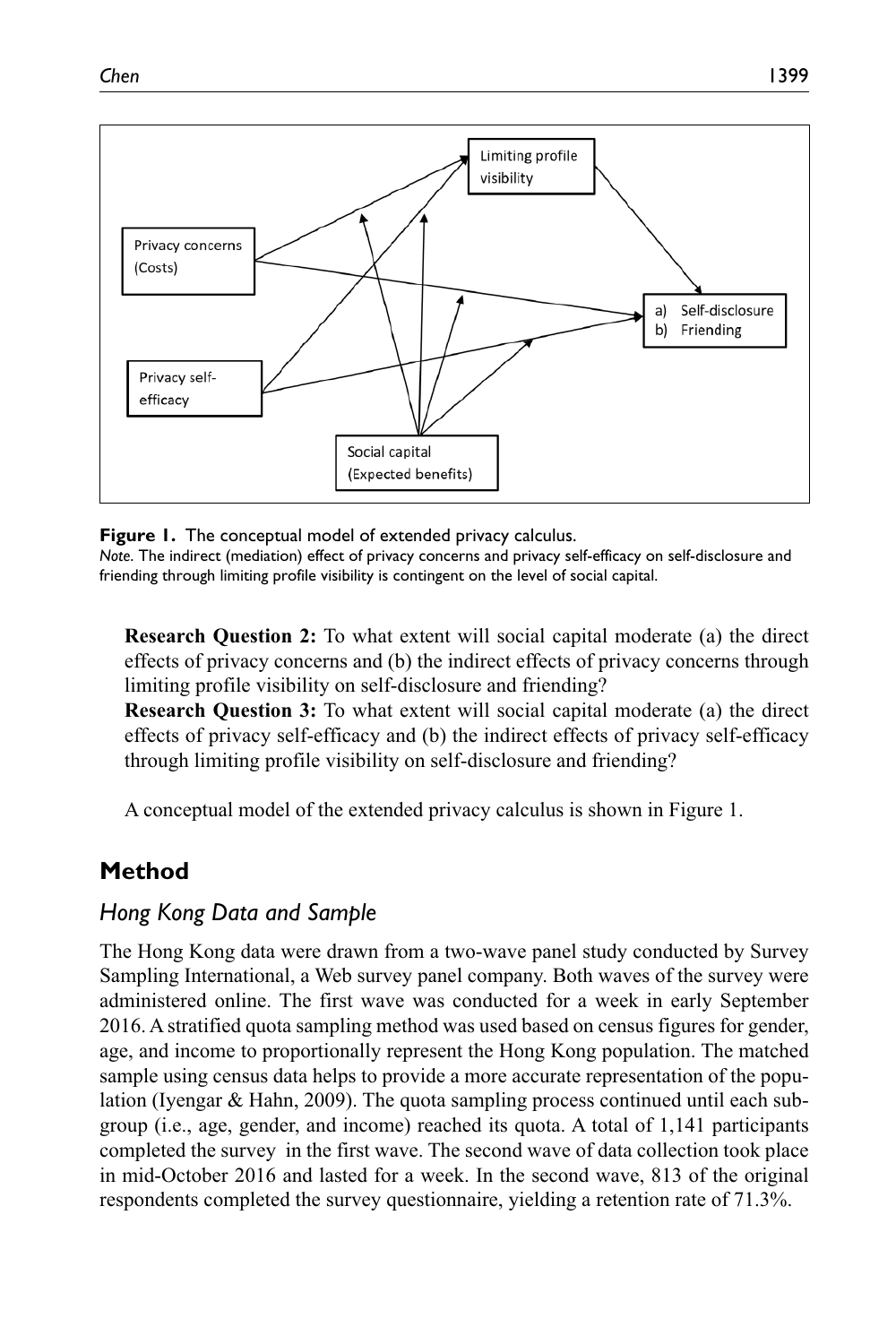Figure 1. The conceptual model of extended privacy calculus.

*Note.* The indirect (mediation) effect of privacy concerns and privacy self-efficacy on self-disclosure and friending through limiting profile visibility is contingent on the level of social capital.

> **Research Question 2:** To what extent will social capital moderate (a) the direct effects of privacy concerns and (b) the indirect effects of privacy concerns through limiting profile visibility on self-disclosure and friending?
>
> **Research Question 3:** To what extent will social capital moderate (a) the direct effects of privacy self-efficacy and (b) the indirect effects of privacy self-efficacy through limiting profile visibility on self-disclosure and friending?

A conceptual model of the extended privacy calculus is shown in Figure 1.

## Method

### *Hong Kong Data and Sample*

The Hong Kong data were drawn from a two-wave panel study conducted by Survey Sampling International, a Web survey panel company. Both waves of the survey were administered online. The first wave was conducted for a week in early September 2016. A stratified quota sampling method was used based on census figures for gender, age, and income to proportionally represent the Hong Kong population. The matched sample using census data helps to provide a more accurate representation of the population (Iyengar & Hahn, 2009). The quota sampling process continued until each subgroup (i.e., age, gender, and income) reached its quota. A total of 1,141 participants completed the survey in the first wave. The second wave of data collection took place in mid-October 2016 and lasted for a week. In the second wave, 813 of the original respondents completed the survey questionnaire, yielding a retention rate of 71.3%.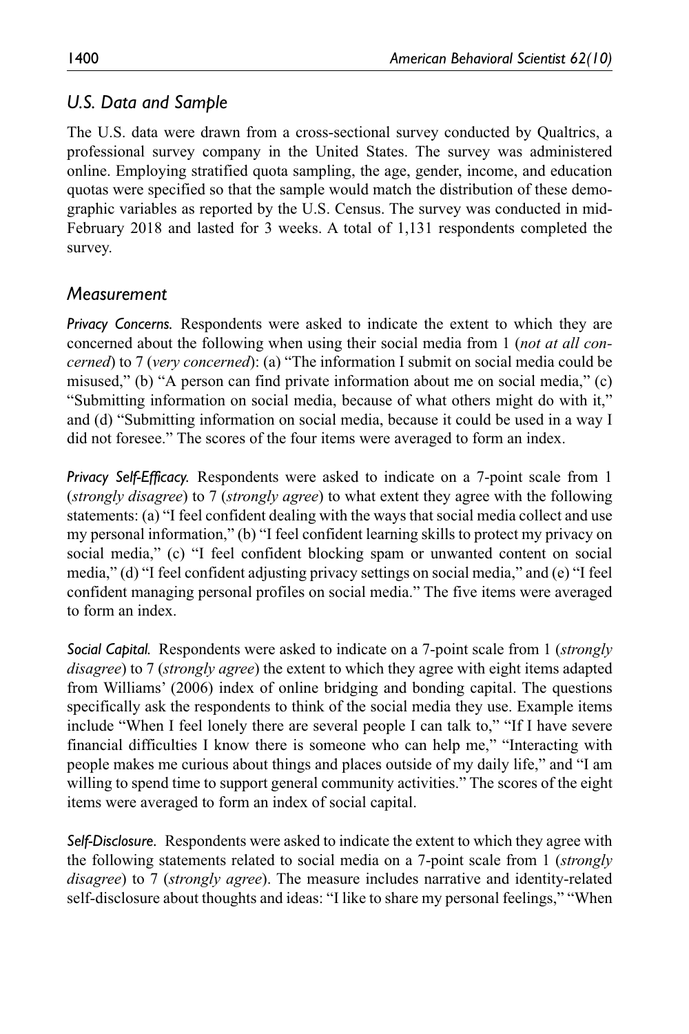## *U.S. Data and Sample*

The U.S. data were drawn from a cross-sectional survey conducted by Qualtrics, a professional survey company in the United States. The survey was administered online. Employing stratified quota sampling, the age, gender, income, and education quotas were specified so that the sample would match the distribution of these demographic variables as reported by the U.S. Census. The survey was conducted in mid-February 2018 and lasted for 3 weeks. A total of 1,131 respondents completed the survey.

## *Measurement*

***Privacy Concerns.*** Respondents were asked to indicate the extent to which they are concerned about the following when using their social media from 1 (*not at all concerned*) to 7 (*very concerned*): (a) "The information I submit on social media could be misused," (b) "A person can find private information about me on social media," (c) "Submitting information on social media, because of what others might do with it," and (d) "Submitting information on social media, because it could be used in a way I did not foresee." The scores of the four items were averaged to form an index.

***Privacy Self-Efficacy.*** Respondents were asked to indicate on a 7-point scale from 1 (*strongly disagree*) to 7 (*strongly agree*) to what extent they agree with the following statements: (a) "I feel confident dealing with the ways that social media collect and use my personal information," (b) "I feel confident learning skills to protect my privacy on social media," (c) "I feel confident blocking spam or unwanted content on social media," (d) "I feel confident adjusting privacy settings on social media," and (e) "I feel confident managing personal profiles on social media." The five items were averaged to form an index.

***Social Capital.*** Respondents were asked to indicate on a 7-point scale from 1 (*strongly disagree*) to 7 (*strongly agree*) the extent to which they agree with eight items adapted from Williams' (2006) index of online bridging and bonding capital. The questions specifically ask the respondents to think of the social media they use. Example items include "When I feel lonely there are several people I can talk to," "If I have severe financial difficulties I know there is someone who can help me," "Interacting with people makes me curious about things and places outside of my daily life," and "I am willing to spend time to support general community activities." The scores of the eight items were averaged to form an index of social capital.

***Self-Disclosure.*** Respondents were asked to indicate the extent to which they agree with the following statements related to social media on a 7-point scale from 1 (*strongly disagree*) to 7 (*strongly agree*). The measure includes narrative and identity-related self-disclosure about thoughts and ideas: "I like to share my personal feelings," "When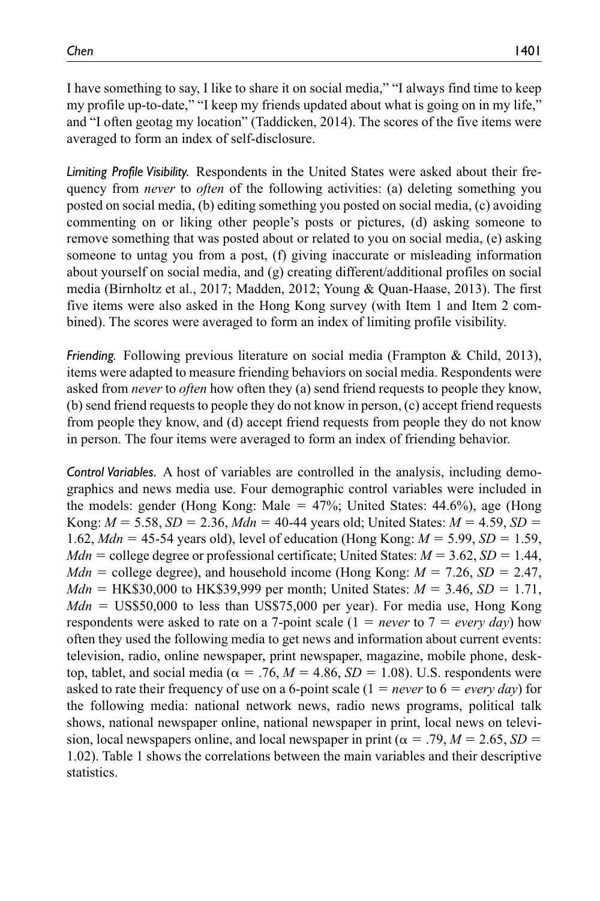I have something to say, I like to share it on social media," "I always find time to keep my profile up-to-date," "I keep my friends updated about what is going on in my life," and "I often geotag my location" (Taddicken, 2014). The scores of the five items were averaged to form an index of self-disclosure.

*Limiting Profile Visibility.* Respondents in the United States were asked about their frequency from *never* to *often* of the following activities: (a) deleting something you posted on social media, (b) editing something you posted on social media, (c) avoiding commenting on or liking other people's posts or pictures, (d) asking someone to remove something that was posted about or related to you on social media, (e) asking someone to untag you from a post, (f) giving inaccurate or misleading information about yourself on social media, and (g) creating different/additional profiles on social media (Birnholtz et al., 2017; Madden, 2012; Young & Quan-Haase, 2013). The first five items were also asked in the Hong Kong survey (with Item 1 and Item 2 combined). The scores were averaged to form an index of limiting profile visibility.

*Friending.* Following previous literature on social media (Frampton & Child, 2013), items were adapted to measure friending behaviors on social media. Respondents were asked from *never* to *often* how often they (a) send friend requests to people they know, (b) send friend requests to people they do not know in person, (c) accept friend requests from people they know, and (d) accept friend requests from people they do not know in person. The four items were averaged to form an index of friending behavior.

*Control Variables.* A host of variables are controlled in the analysis, including demographics and news media use. Four demographic control variables were included in the models: gender (Hong Kong: Male = 47%; United States: 44.6%), age (Hong Kong: $M = 5.58$, $SD = 2.36$, $Mdn$ = 40-44 years old; United States: $M = 4.59$, $SD = 1.62$, $Mdn$ = 45-54 years old), level of education (Hong Kong: $M = 5.99$, $SD = 1.59$, $Mdn$ = college degree or professional certificate; United States: $M = 3.62$, $SD = 1.44$, $Mdn$ = college degree), and household income (Hong Kong: $M = 7.26$, $SD = 2.47$, $Mdn$ = HK$30,000 to HK$39,999 per month; United States: $M = 3.46$, $SD = 1.71$, $Mdn$ = US$50,000 to less than US$75,000 per year). For media use, Hong Kong respondents were asked to rate on a 7-point scale (1 = *never* to 7 = *every day*) how often they used the following media to get news and information about current events: television, radio, online newspaper, print newspaper, magazine, mobile phone, desktop, tablet, and social media ($\alpha = .76$, $M = 4.86$, $SD = 1.08$). U.S. respondents were asked to rate their frequency of use on a 6-point scale (1 = *never* to 6 = *every day*) for the following media: national network news, radio news programs, political talk shows, national newspaper online, national newspaper in print, local news on television, local newspapers online, and local newspaper in print ($\alpha = .79$, $M = 2.65$, $SD = 1.02$). Table 1 shows the correlations between the main variables and their descriptive statistics.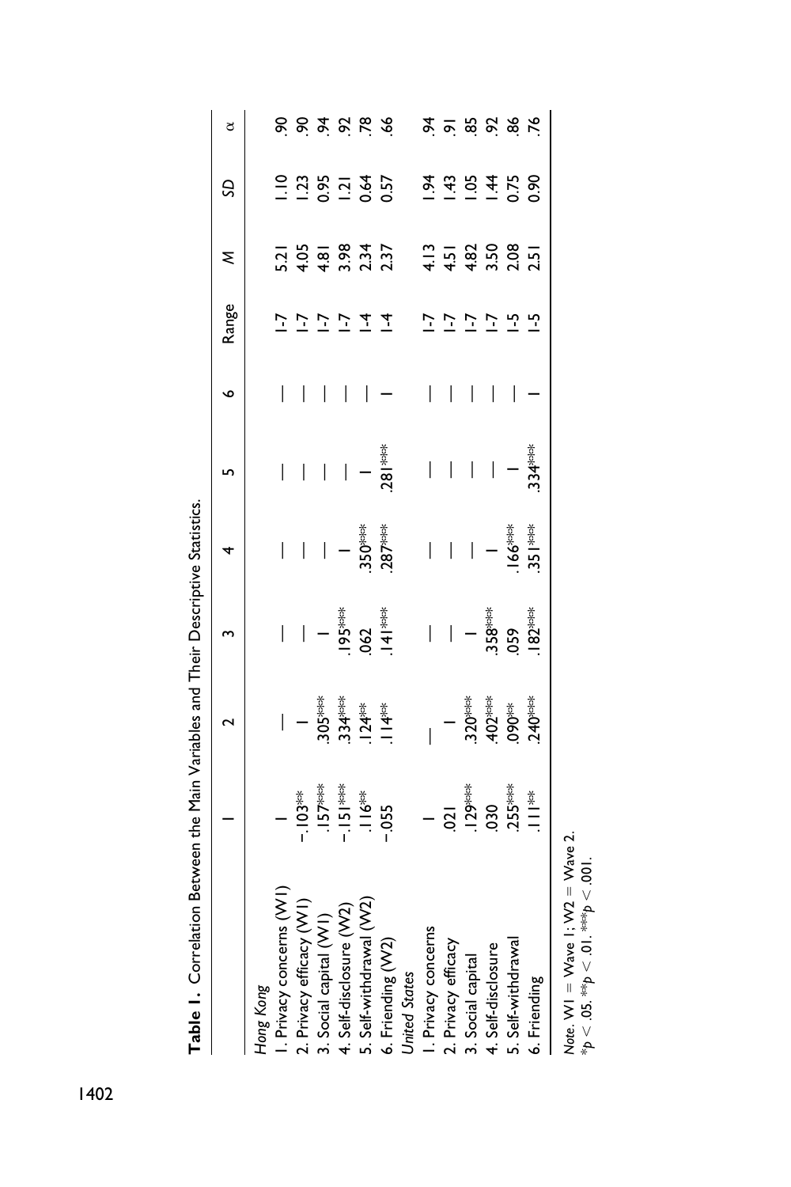**Table 1.** Correlation Between the Main Variables and Their Descriptive Statistics.

| | 1 | 2 | 3 | 4 | 5 | 6 | Range | *M* | *SD* | α |
|---|---|---|---|---|---|---|---|---|---|---|
| *Hong Kong* | | | | | | | | | | |
| 1. Privacy concerns (W1) | — | | | | | | 1-7 | 5.21 | 1.10 | .90 |
| 2. Privacy efficacy (W1) | −.103** | — | | | | | 1-7 | 4.05 | 1.23 | .90 |
| 3. Social capital (W1) | .157*** | .305*** | — | | | | 1-7 | 4.81 | 0.95 | .94 |
| 4. Self-disclosure (W2) | −.151*** | .334*** | .195*** | — | | | 1-7 | 3.98 | 1.21 | .92 |
| 5. Self-withdrawal (W2) | .116** | .124** | .062 | .350*** | — | | 1-4 | 2.34 | 0.64 | .78 |
| 6. Friending (W2) | −.055 | .114** | .141*** | .287*** | .281*** | — | 1-4 | 2.37 | 0.57 | .66 |
| *United States* | | | | | | | | | | |
| 1. Privacy concerns | — | | | | | | 1-7 | 4.13 | 1.94 | .94 |
| 2. Privacy efficacy | .021 | — | | | | | 1-7 | 4.51 | 1.43 | .91 |
| 3. Social capital | .129*** | .320*** | — | | | | 1-7 | 4.82 | 1.05 | .85 |
| 4. Self-disclosure | .030 | .402*** | .358*** | — | | | 1-7 | 3.50 | 1.44 | .92 |
| 5. Self-withdrawal | .255*** | .090** | .059 | .166*** | — | | 1-5 | 2.08 | 0.75 | .86 |
| 6. Friending | .111** | .240*** | .182*** | .351*** | .334*** | — | 1-5 | 2.51 | 0.90 | .76 |

*Note.* W1 = Wave 1; W2 = Wave 2.
*$p < .05$. **$p < .01$. ***$p < .001$.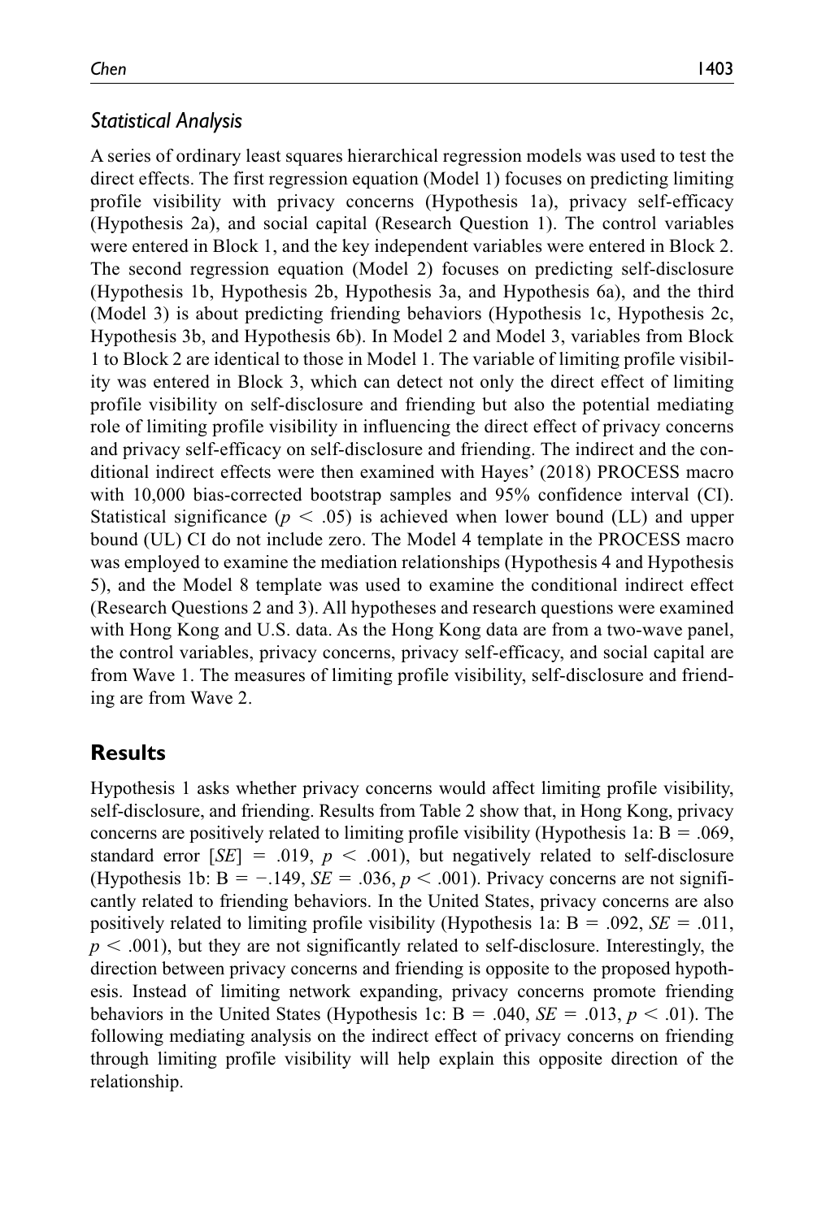### *Statistical Analysis*

A series of ordinary least squares hierarchical regression models was used to test the direct effects. The first regression equation (Model 1) focuses on predicting limiting profile visibility with privacy concerns (Hypothesis 1a), privacy self-efficacy (Hypothesis 2a), and social capital (Research Question 1). The control variables were entered in Block 1, and the key independent variables were entered in Block 2. The second regression equation (Model 2) focuses on predicting self-disclosure (Hypothesis 1b, Hypothesis 2b, Hypothesis 3a, and Hypothesis 6a), and the third (Model 3) is about predicting friending behaviors (Hypothesis 1c, Hypothesis 2c, Hypothesis 3b, and Hypothesis 6b). In Model 2 and Model 3, variables from Block 1 to Block 2 are identical to those in Model 1. The variable of limiting profile visibility was entered in Block 3, which can detect not only the direct effect of limiting profile visibility on self-disclosure and friending but also the potential mediating role of limiting profile visibility in influencing the direct effect of privacy concerns and privacy self-efficacy on self-disclosure and friending. The indirect and the conditional indirect effects were then examined with Hayes' (2018) PROCESS macro with 10,000 bias-corrected bootstrap samples and 95% confidence interval (CI). Statistical significance ($p < .05$) is achieved when lower bound (LL) and upper bound (UL) CI do not include zero. The Model 4 template in the PROCESS macro was employed to examine the mediation relationships (Hypothesis 4 and Hypothesis 5), and the Model 8 template was used to examine the conditional indirect effect (Research Questions 2 and 3). All hypotheses and research questions were examined with Hong Kong and U.S. data. As the Hong Kong data are from a two-wave panel, the control variables, privacy concerns, privacy self-efficacy, and social capital are from Wave 1. The measures of limiting profile visibility, self-disclosure and friending are from Wave 2.

## Results

Hypothesis 1 asks whether privacy concerns would affect limiting profile visibility, self-disclosure, and friending. Results from Table 2 show that, in Hong Kong, privacy concerns are positively related to limiting profile visibility (Hypothesis 1a: $B = .069$, standard error [*SE*] $= .019$, $p < .001$), but negatively related to self-disclosure (Hypothesis 1b: $B = -.149$, $SE = .036$, $p < .001$). Privacy concerns are not significantly related to friending behaviors. In the United States, privacy concerns are also positively related to limiting profile visibility (Hypothesis 1a: $B = .092$, $SE = .011$, $p < .001$), but they are not significantly related to self-disclosure. Interestingly, the direction between privacy concerns and friending is opposite to the proposed hypothesis. Instead of limiting network expanding, privacy concerns promote friending behaviors in the United States (Hypothesis 1c: $B = .040$, $SE = .013$, $p < .01$). The following mediating analysis on the indirect effect of privacy concerns on friending through limiting profile visibility will help explain this opposite direction of the relationship.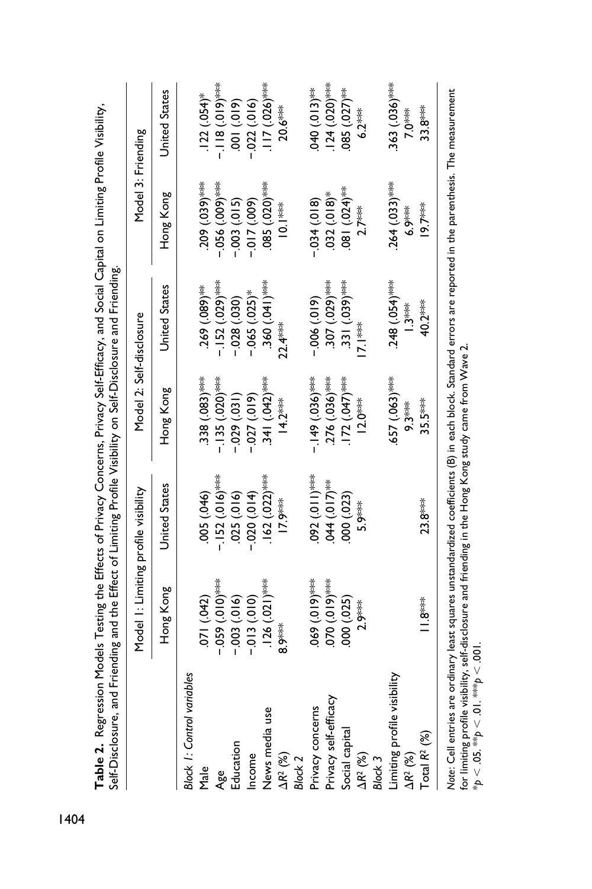**Table 2.** Regression Models Testing the Effects of Privacy Concerns, Privacy Self-Efficacy, and Social Capital on Limiting Profile Visibility, Self-Disclosure, and Friending and the Effect of Limiting Profile Visibility on Self-Disclosure and Friending.

| | Model 1: Limiting profile visibility | | Model 2: Self-disclosure | | Model 3: Friending | |
|---|---|---|---|---|---|---|
| | Hong Kong | United States | Hong Kong | United States | Hong Kong | United States |
| *Block 1: Control variables* | | | | | | |
| Male | .071 (.042) | .005 (.046) | .338 (.083)*** | .269 (.089)** | .209 (.039)*** | .122 (.054)* |
| Age | −.059 (.010)*** | −.152 (.016)*** | −.135 (.020)*** | −.152 (.029)*** | −.056 (.009)*** | −.118 (.019)*** |
| Education | −.003 (.016) | .025 (.016) | −.029 (.031) | −.028 (.030) | −.003 (.015) | .001 (.019) |
| Income | −.013 (.010) | −.020 (.014) | −.027 (.019) | −.065 (.025)* | −.017 (.009) | −.022 (.016) |
| News media use | .126 (.021)*** | .162 (.022)*** | .341 (.042)*** | .360 (.041)*** | .085 (.020)*** | .117 (.026)*** |
| $\Delta R^2$ (%) | 8.9*** | 17.9*** | 14.2*** | 22.4*** | 10.1*** | 20.6*** |
| *Block 2* | | | | | | |
| Privacy concerns | .069 (.019)*** | .092 (.011)*** | −.149 (.036)*** | −.006 (.019) | −.034 (.018) | .040 (.013)** |
| Privacy self-efficacy | .070 (.019)*** | .044 (.017)** | .276 (.036)*** | .307 (.029)*** | .032 (.018)* | .124 (.020)*** |
| Social capital | .000 (.025) | .000 (.023) | .172 (.047)*** | .331 (.039)*** | .081 (.024)** | .085 (.027)** |
| $\Delta R^2$ (%) | 2.9*** | 5.9*** | 12.0*** | 17.1*** | 2.7*** | 6.2*** |
| *Block 3* | | | | | | |
| Limiting profile visibility | | | .657 (.063)*** | .248 (.054)*** | .264 (.033)*** | .363 (.036)*** |
| $\Delta R^2$ (%) | | | 9.3*** | 1.3*** | 6.9*** | 7.0*** |
| Total $R^2$ (%) | 11.8*** | 23.8*** | 35.5*** | 40.2*** | 19.7*** | 33.8*** |

*Note*: Cell entries are ordinary least squares unstandardized coefficients (B) in each block. Standard errors are reported in the parenthesis. The measurement for limiting profile visibility, self-disclosure and friending in the Hong Kong study came from Wave 2.
$^{*}p < .05$. $^{**}p < .01$. $^{***}p < .001$.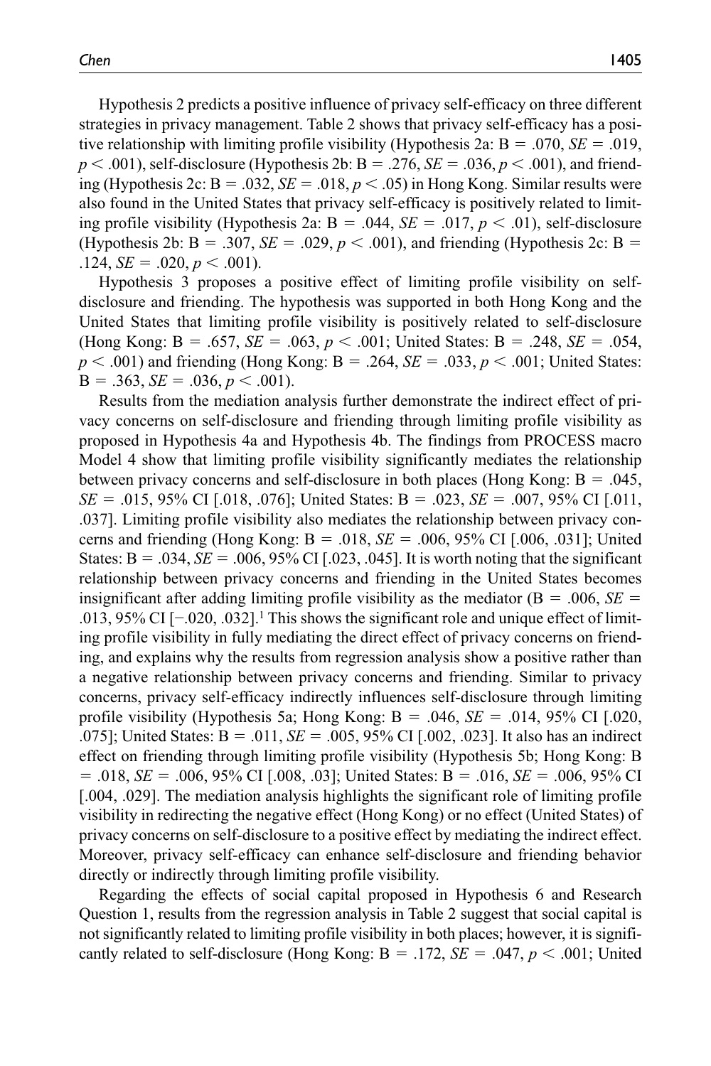Hypothesis 2 predicts a positive influence of privacy self-efficacy on three different strategies in privacy management. Table 2 shows that privacy self-efficacy has a positive relationship with limiting profile visibility (Hypothesis 2a: B = .070, *SE* = .019, $p < .001$), self-disclosure (Hypothesis 2b: B = .276, *SE* = .036, $p < .001$), and friending (Hypothesis 2c: B = .032, *SE* = .018, $p < .05$) in Hong Kong. Similar results were also found in the United States that privacy self-efficacy is positively related to limiting profile visibility (Hypothesis 2a: B = .044, *SE* = .017, $p < .01$), self-disclosure (Hypothesis 2b: B = .307, *SE* = .029, $p < .001$), and friending (Hypothesis 2c: B = .124, *SE* = .020, $p < .001$).

Hypothesis 3 proposes a positive effect of limiting profile visibility on self-disclosure and friending. The hypothesis was supported in both Hong Kong and the United States that limiting profile visibility is positively related to self-disclosure (Hong Kong: B = .657, *SE* = .063, $p < .001$; United States: B = .248, *SE* = .054, $p < .001$) and friending (Hong Kong: B = .264, *SE* = .033, $p < .001$; United States: B = .363, *SE* = .036, $p < .001$).

Results from the mediation analysis further demonstrate the indirect effect of privacy concerns on self-disclosure and friending through limiting profile visibility as proposed in Hypothesis 4a and Hypothesis 4b. The findings from PROCESS macro Model 4 show that limiting profile visibility significantly mediates the relationship between privacy concerns and self-disclosure in both places (Hong Kong: B = .045, *SE* = .015, 95% CI [.018, .076]; United States: B = .023, *SE* = .007, 95% CI [.011, .037]. Limiting profile visibility also mediates the relationship between privacy concerns and friending (Hong Kong: B = .018, *SE* = .006, 95% CI [.006, .031]; United States: B = .034, *SE* = .006, 95% CI [.023, .045]. It is worth noting that the significant relationship between privacy concerns and friending in the United States becomes insignificant after adding limiting profile visibility as the mediator (B = .006, *SE* = .013, 95% CI [−.020, .032].[1] This shows the significant role and unique effect of limiting profile visibility in fully mediating the direct effect of privacy concerns on friending, and explains why the results from regression analysis show a positive rather than a negative relationship between privacy concerns and friending. Similar to privacy concerns, privacy self-efficacy indirectly influences self-disclosure through limiting profile visibility (Hypothesis 5a; Hong Kong: B = .046, *SE* = .014, 95% CI [.020, .075]; United States: B = .011, *SE* = .005, 95% CI [.002, .023]. It also has an indirect effect on friending through limiting profile visibility (Hypothesis 5b; Hong Kong: B = .018, *SE* = .006, 95% CI [.008, .03]; United States: B = .016, *SE* = .006, 95% CI [.004, .029]. The mediation analysis highlights the significant role of limiting profile visibility in redirecting the negative effect (Hong Kong) or no effect (United States) of privacy concerns on self-disclosure to a positive effect by mediating the indirect effect. Moreover, privacy self-efficacy can enhance self-disclosure and friending behavior directly or indirectly through limiting profile visibility.

Regarding the effects of social capital proposed in Hypothesis 6 and Research Question 1, results from the regression analysis in Table 2 suggest that social capital is not significantly related to limiting profile visibility in both places; however, it is significantly related to self-disclosure (Hong Kong: B = .172, *SE* = .047, $p < .001$; United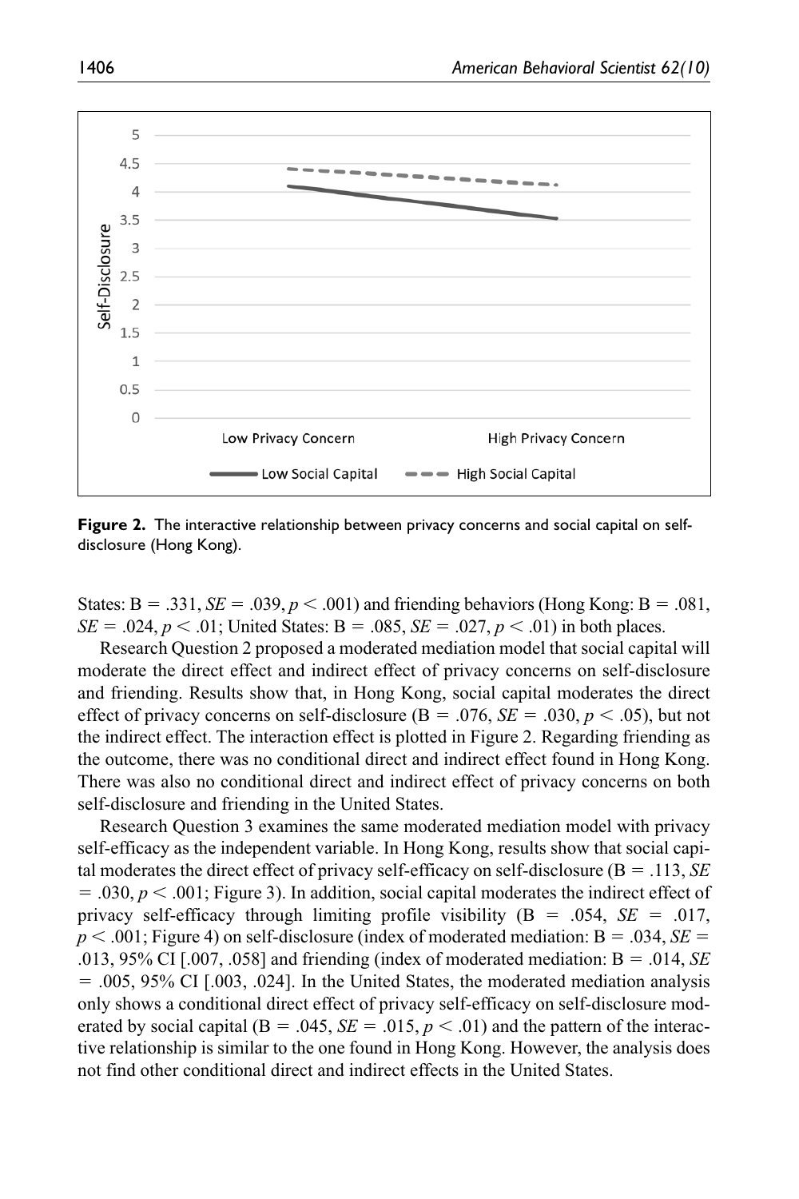**Figure 2.** The interactive relationship between privacy concerns and social capital on self-disclosure (Hong Kong).

States: B = .331, *SE* = .039, $p < .001$) and friending behaviors (Hong Kong: B = .081, *SE* = .024, $p < .01$; United States: B = .085, *SE* = .027, $p < .01$) in both places.

Research Question 2 proposed a moderated mediation model that social capital will moderate the direct effect and indirect effect of privacy concerns on self-disclosure and friending. Results show that, in Hong Kong, social capital moderates the direct effect of privacy concerns on self-disclosure (B = .076, *SE* = .030, $p < .05$), but not the indirect effect. The interaction effect is plotted in Figure 2. Regarding friending as the outcome, there was no conditional direct and indirect effect found in Hong Kong. There was also no conditional direct and indirect effect of privacy concerns on both self-disclosure and friending in the United States.

Research Question 3 examines the same moderated mediation model with privacy self-efficacy as the independent variable. In Hong Kong, results show that social capital moderates the direct effect of privacy self-efficacy on self-disclosure (B = .113, *SE* = .030, $p < .001$; Figure 3). In addition, social capital moderates the indirect effect of privacy self-efficacy through limiting profile visibility (B = .054, *SE* = .017, $p < .001$; Figure 4) on self-disclosure (index of moderated mediation: B = .034, *SE* = .013, 95% CI [.007, .058] and friending (index of moderated mediation: B = .014, *SE* = .005, 95% CI [.003, .024]. In the United States, the moderated mediation analysis only shows a conditional direct effect of privacy self-efficacy on self-disclosure moderated by social capital (B = .045, *SE* = .015, $p < .01$) and the pattern of the interactive relationship is similar to the one found in Hong Kong. However, the analysis does not find other conditional direct and indirect effects in the United States.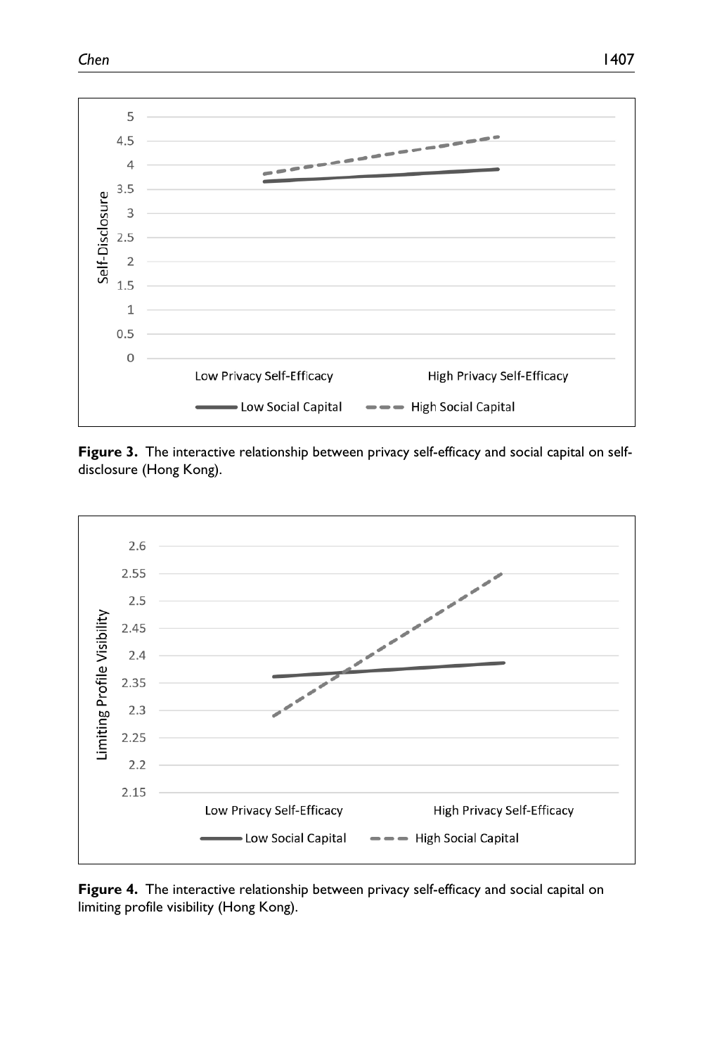**Figure 3.** The interactive relationship between privacy self-efficacy and social capital on self-disclosure (Hong Kong).

**Figure 4.** The interactive relationship between privacy self-efficacy and social capital on limiting profile visibility (Hong Kong).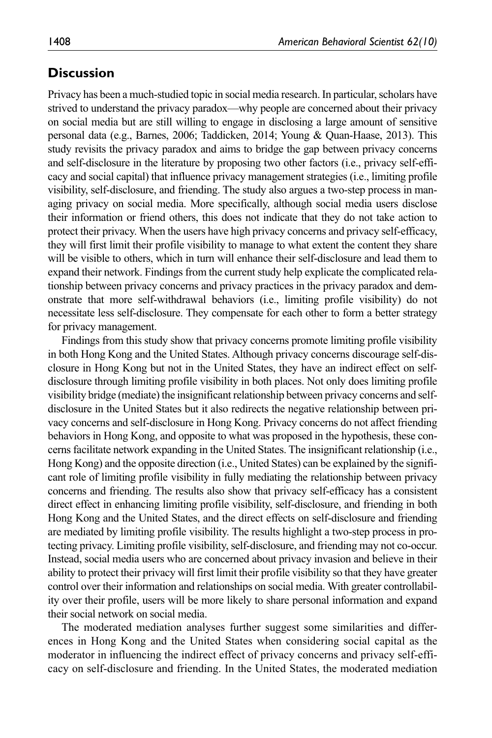## Discussion

Privacy has been a much-studied topic in social media research. In particular, scholars have strived to understand the privacy paradox—why people are concerned about their privacy on social media but are still willing to engage in disclosing a large amount of sensitive personal data (e.g., Barnes, 2006; Taddicken, 2014; Young & Quan-Haase, 2013). This study revisits the privacy paradox and aims to bridge the gap between privacy concerns and self-disclosure in the literature by proposing two other factors (i.e., privacy self-efficacy and social capital) that influence privacy management strategies (i.e., limiting profile visibility, self-disclosure, and friending. The study also argues a two-step process in managing privacy on social media. More specifically, although social media users disclose their information or friend others, this does not indicate that they do not take action to protect their privacy. When the users have high privacy concerns and privacy self-efficacy, they will first limit their profile visibility to manage to what extent the content they share will be visible to others, which in turn will enhance their self-disclosure and lead them to expand their network. Findings from the current study help explicate the complicated relationship between privacy concerns and privacy practices in the privacy paradox and demonstrate that more self-withdrawal behaviors (i.e., limiting profile visibility) do not necessitate less self-disclosure. They compensate for each other to form a better strategy for privacy management.

Findings from this study show that privacy concerns promote limiting profile visibility in both Hong Kong and the United States. Although privacy concerns discourage self-disclosure in Hong Kong but not in the United States, they have an indirect effect on self-disclosure through limiting profile visibility in both places. Not only does limiting profile visibility bridge (mediate) the insignificant relationship between privacy concerns and self-disclosure in the United States but it also redirects the negative relationship between privacy concerns and self-disclosure in Hong Kong. Privacy concerns do not affect friending behaviors in Hong Kong, and opposite to what was proposed in the hypothesis, these concerns facilitate network expanding in the United States. The insignificant relationship (i.e., Hong Kong) and the opposite direction (i.e., United States) can be explained by the significant role of limiting profile visibility in fully mediating the relationship between privacy concerns and friending. The results also show that privacy self-efficacy has a consistent direct effect in enhancing limiting profile visibility, self-disclosure, and friending in both Hong Kong and the United States, and the direct effects on self-disclosure and friending are mediated by limiting profile visibility. The results highlight a two-step process in protecting privacy. Limiting profile visibility, self-disclosure, and friending may not co-occur. Instead, social media users who are concerned about privacy invasion and believe in their ability to protect their privacy will first limit their profile visibility so that they have greater control over their information and relationships on social media. With greater controllability over their profile, users will be more likely to share personal information and expand their social network on social media.

The moderated mediation analyses further suggest some similarities and differences in Hong Kong and the United States when considering social capital as the moderator in influencing the indirect effect of privacy concerns and privacy self-efficacy on self-disclosure and friending. In the United States, the moderated mediation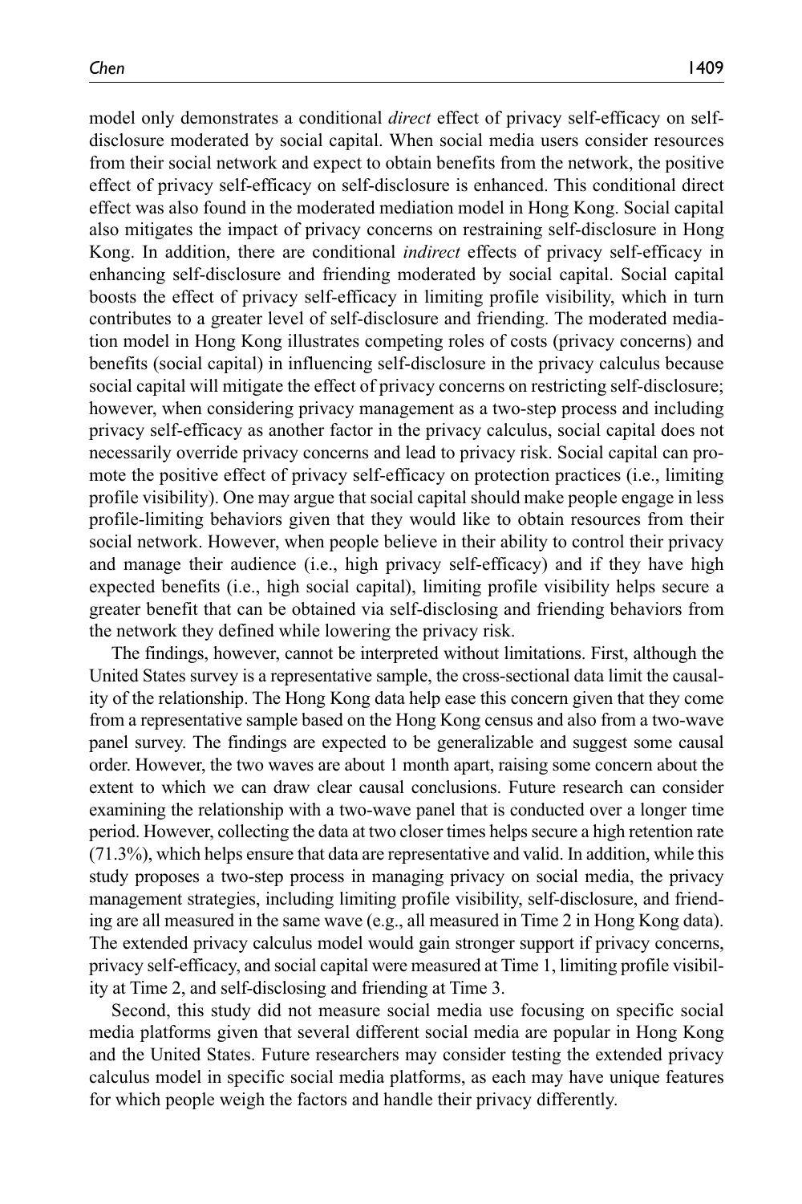model only demonstrates a conditional *direct* effect of privacy self-efficacy on self-disclosure moderated by social capital. When social media users consider resources from their social network and expect to obtain benefits from the network, the positive effect of privacy self-efficacy on self-disclosure is enhanced. This conditional direct effect was also found in the moderated mediation model in Hong Kong. Social capital also mitigates the impact of privacy concerns on restraining self-disclosure in Hong Kong. In addition, there are conditional *indirect* effects of privacy self-efficacy in enhancing self-disclosure and friending moderated by social capital. Social capital boosts the effect of privacy self-efficacy in limiting profile visibility, which in turn contributes to a greater level of self-disclosure and friending. The moderated mediation model in Hong Kong illustrates competing roles of costs (privacy concerns) and benefits (social capital) in influencing self-disclosure in the privacy calculus because social capital will mitigate the effect of privacy concerns on restricting self-disclosure; however, when considering privacy management as a two-step process and including privacy self-efficacy as another factor in the privacy calculus, social capital does not necessarily override privacy concerns and lead to privacy risk. Social capital can promote the positive effect of privacy self-efficacy on protection practices (i.e., limiting profile visibility). One may argue that social capital should make people engage in less profile-limiting behaviors given that they would like to obtain resources from their social network. However, when people believe in their ability to control their privacy and manage their audience (i.e., high privacy self-efficacy) and if they have high expected benefits (i.e., high social capital), limiting profile visibility helps secure a greater benefit that can be obtained via self-disclosing and friending behaviors from the network they defined while lowering the privacy risk.

The findings, however, cannot be interpreted without limitations. First, although the United States survey is a representative sample, the cross-sectional data limit the causality of the relationship. The Hong Kong data help ease this concern given that they come from a representative sample based on the Hong Kong census and also from a two-wave panel survey. The findings are expected to be generalizable and suggest some causal order. However, the two waves are about 1 month apart, raising some concern about the extent to which we can draw clear causal conclusions. Future research can consider examining the relationship with a two-wave panel that is conducted over a longer time period. However, collecting the data at two closer times helps secure a high retention rate (71.3%), which helps ensure that data are representative and valid. In addition, while this study proposes a two-step process in managing privacy on social media, the privacy management strategies, including limiting profile visibility, self-disclosure, and friending are all measured in the same wave (e.g., all measured in Time 2 in Hong Kong data). The extended privacy calculus model would gain stronger support if privacy concerns, privacy self-efficacy, and social capital were measured at Time 1, limiting profile visibility at Time 2, and self-disclosing and friending at Time 3.

Second, this study did not measure social media use focusing on specific social media platforms given that several different social media are popular in Hong Kong and the United States. Future researchers may consider testing the extended privacy calculus model in specific social media platforms, as each may have unique features for which people weigh the factors and handle their privacy differently.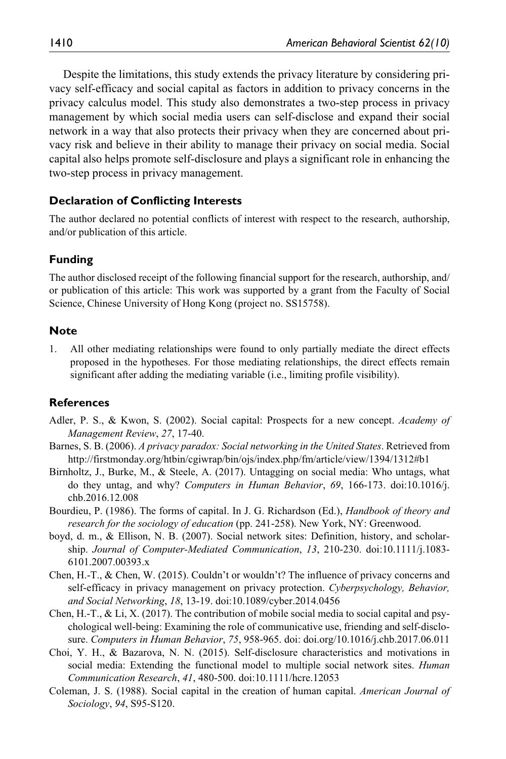Despite the limitations, this study extends the privacy literature by considering privacy self-efficacy and social capital as factors in addition to privacy concerns in the privacy calculus model. This study also demonstrates a two-step process in privacy management by which social media users can self-disclose and expand their social network in a way that also protects their privacy when they are concerned about privacy risk and believe in their ability to manage their privacy on social media. Social capital also helps promote self-disclosure and plays a significant role in enhancing the two-step process in privacy management.

### Declaration of Conflicting Interests

The author declared no potential conflicts of interest with respect to the research, authorship, and/or publication of this article.

### Funding

The author disclosed receipt of the following financial support for the research, authorship, and/or publication of this article: This work was supported by a grant from the Faculty of Social Science, Chinese University of Hong Kong (project no. SS15758).

### Note

1. All other mediating relationships were found to only partially mediate the direct effects proposed in the hypotheses. For those mediating relationships, the direct effects remain significant after adding the mediating variable (i.e., limiting profile visibility).

### References

Adler, P. S., & Kwon, S. (2002). Social capital: Prospects for a new concept. *Academy of Management Review*, *27*, 17-40.

Barnes, S. B. (2006). *A privacy paradox: Social networking in the United States*. Retrieved from http://firstmonday.org/htbin/cgiwrap/bin/ojs/index.php/fm/article/view/1394/1312#b1

Birnholtz, J., Burke, M., & Steele, A. (2017). Untagging on social media: Who untags, what do they untag, and why? *Computers in Human Behavior*, *69*, 166-173. doi:10.1016/j.chb.2016.12.008

Bourdieu, P. (1986). The forms of capital. In J. G. Richardson (Ed.), *Handbook of theory and research for the sociology of education* (pp. 241-258). New York, NY: Greenwood.

boyd, d. m., & Ellison, N. B. (2007). Social network sites: Definition, history, and scholarship. *Journal of Computer-Mediated Communication*, *13*, 210-230. doi:10.1111/j.1083-6101.2007.00393.x

Chen, H.-T., & Chen, W. (2015). Couldn't or wouldn't? The influence of privacy concerns and self-efficacy in privacy management on privacy protection. *Cyberpsychology, Behavior, and Social Networking*, *18*, 13-19. doi:10.1089/cyber.2014.0456

Chen, H.-T., & Li, X. (2017). The contribution of mobile social media to social capital and psychological well-being: Examining the role of communicative use, friending and self-disclosure. *Computers in Human Behavior*, *75*, 958-965. doi: doi.org/10.1016/j.chb.2017.06.011

Choi, Y. H., & Bazarova, N. N. (2015). Self-disclosure characteristics and motivations in social media: Extending the functional model to multiple social network sites. *Human Communication Research*, *41*, 480-500. doi:10.1111/hcre.12053

Coleman, J. S. (1988). Social capital in the creation of human capital. *American Journal of Sociology*, *94*, S95-S120.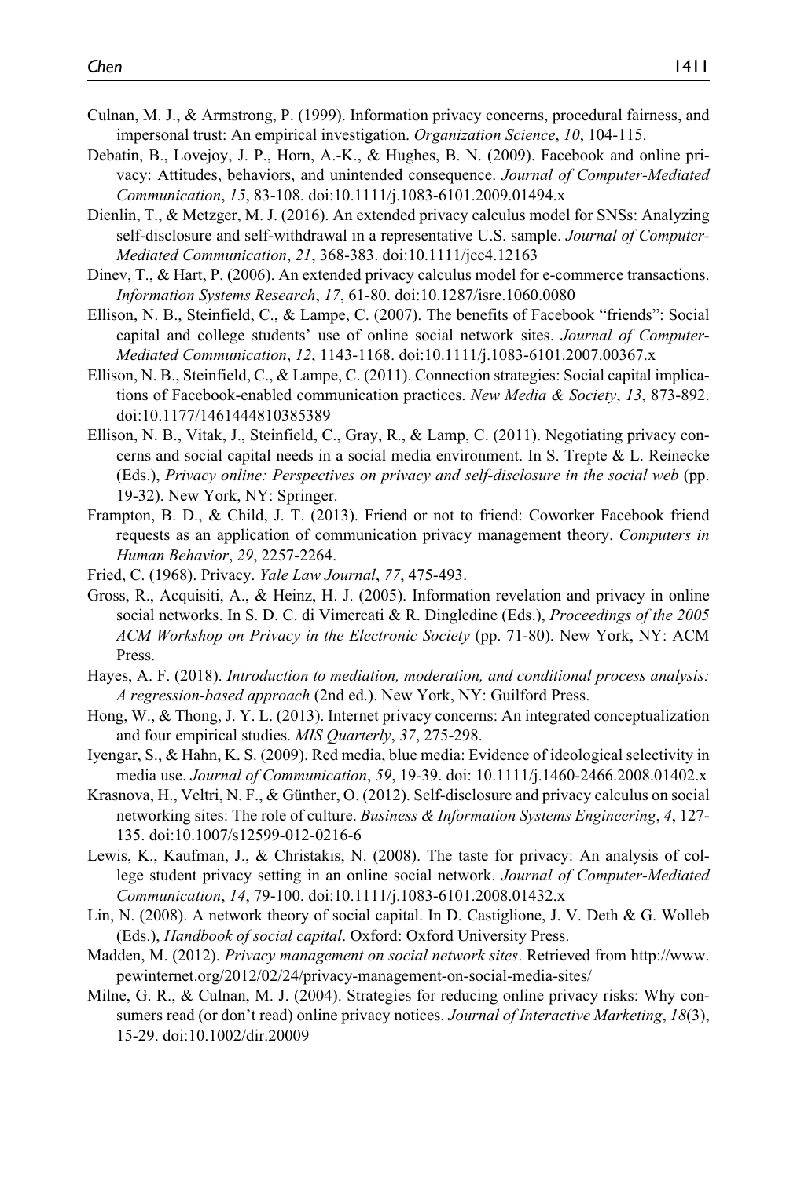Culnan, M. J., & Armstrong, P. (1999). Information privacy concerns, procedural fairness, and impersonal trust: An empirical investigation. *Organization Science*, *10*, 104-115.

Debatin, B., Lovejoy, J. P., Horn, A.-K., & Hughes, B. N. (2009). Facebook and online privacy: Attitudes, behaviors, and unintended consequence. *Journal of Computer-Mediated Communication*, *15*, 83-108. doi:10.1111/j.1083-6101.2009.01494.x

Dienlin, T., & Metzger, M. J. (2016). An extended privacy calculus model for SNSs: Analyzing self-disclosure and self-withdrawal in a representative U.S. sample. *Journal of Computer-Mediated Communication*, *21*, 368-383. doi:10.1111/jcc4.12163

Dinev, T., & Hart, P. (2006). An extended privacy calculus model for e-commerce transactions. *Information Systems Research*, *17*, 61-80. doi:10.1287/isre.1060.0080

Ellison, N. B., Steinfield, C., & Lampe, C. (2007). The benefits of Facebook "friends": Social capital and college students' use of online social network sites. *Journal of Computer-Mediated Communication*, *12*, 1143-1168. doi:10.1111/j.1083-6101.2007.00367.x

Ellison, N. B., Steinfield, C., & Lampe, C. (2011). Connection strategies: Social capital implications of Facebook-enabled communication practices. *New Media & Society*, *13*, 873-892. doi:10.1177/1461444810385389

Ellison, N. B., Vitak, J., Steinfield, C., Gray, R., & Lamp, C. (2011). Negotiating privacy concerns and social capital needs in a social media environment. In S. Trepte & L. Reinecke (Eds.), *Privacy online: Perspectives on privacy and self-disclosure in the social web* (pp. 19-32). New York, NY: Springer.

Frampton, B. D., & Child, J. T. (2013). Friend or not to friend: Coworker Facebook friend requests as an application of communication privacy management theory. *Computers in Human Behavior*, *29*, 2257-2264.

Fried, C. (1968). Privacy. *Yale Law Journal*, *77*, 475-493.

Gross, R., Acquisiti, A., & Heinz, H. J. (2005). Information revelation and privacy in online social networks. In S. D. C. di Vimercati & R. Dingledine (Eds.), *Proceedings of the 2005 ACM Workshop on Privacy in the Electronic Society* (pp. 71-80). New York, NY: ACM Press.

Hayes, A. F. (2018). *Introduction to mediation, moderation, and conditional process analysis: A regression-based approach* (2nd ed.). New York, NY: Guilford Press.

Hong, W., & Thong, J. Y. L. (2013). Internet privacy concerns: An integrated conceptualization and four empirical studies. *MIS Quarterly*, *37*, 275-298.

Iyengar, S., & Hahn, K. S. (2009). Red media, blue media: Evidence of ideological selectivity in media use. *Journal of Communication*, *59*, 19-39. doi: 10.1111/j.1460-2466.2008.01402.x

Krasnova, H., Veltri, N. F., & Günther, O. (2012). Self-disclosure and privacy calculus on social networking sites: The role of culture. *Business & Information Systems Engineering*, *4*, 127-135. doi:10.1007/s12599-012-0216-6

Lewis, K., Kaufman, J., & Christakis, N. (2008). The taste for privacy: An analysis of college student privacy setting in an online social network. *Journal of Computer-Mediated Communication*, *14*, 79-100. doi:10.1111/j.1083-6101.2008.01432.x

Lin, N. (2008). A network theory of social capital. In D. Castiglione, J. V. Deth & G. Wolleb (Eds.), *Handbook of social capital*. Oxford: Oxford University Press.

Madden, M. (2012). *Privacy management on social network sites*. Retrieved from http://www.pewinternet.org/2012/02/24/privacy-management-on-social-media-sites/

Milne, G. R., & Culnan, M. J. (2004). Strategies for reducing online privacy risks: Why consumers read (or don't read) online privacy notices. *Journal of Interactive Marketing*, *18*(3), 15-29. doi:10.1002/dir.20009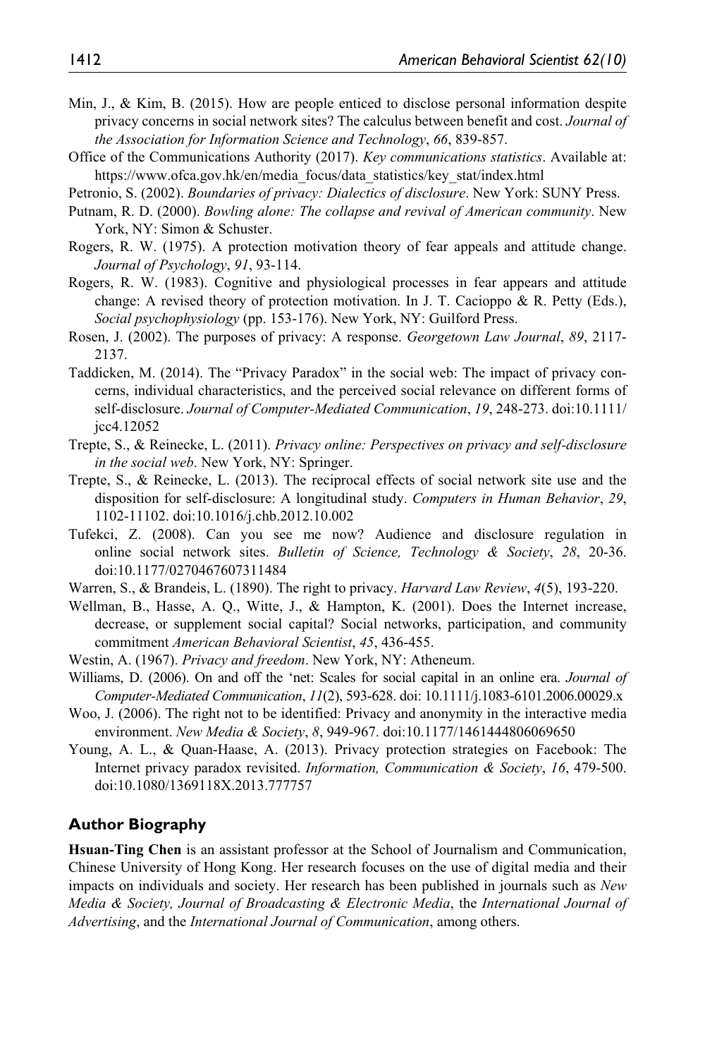Min, J., & Kim, B. (2015). How are people enticed to disclose personal information despite privacy concerns in social network sites? The calculus between benefit and cost. *Journal of the Association for Information Science and Technology*, *66*, 839-857.

Office of the Communications Authority (2017). *Key communications statistics*. Available at: https://www.ofca.gov.hk/en/media_focus/data_statistics/key_stat/index.html

Petronio, S. (2002). *Boundaries of privacy: Dialectics of disclosure*. New York: SUNY Press.

Putnam, R. D. (2000). *Bowling alone: The collapse and revival of American community*. New York, NY: Simon & Schuster.

Rogers, R. W. (1975). A protection motivation theory of fear appeals and attitude change. *Journal of Psychology*, *91*, 93-114.

Rogers, R. W. (1983). Cognitive and physiological processes in fear appears and attitude change: A revised theory of protection motivation. In J. T. Cacioppo & R. Petty (Eds.), *Social psychophysiology* (pp. 153-176). New York, NY: Guilford Press.

Rosen, J. (2002). The purposes of privacy: A response. *Georgetown Law Journal*, *89*, 2117-2137.

Taddicken, M. (2014). The "Privacy Paradox" in the social web: The impact of privacy concerns, individual characteristics, and the perceived social relevance on different forms of self-disclosure. *Journal of Computer-Mediated Communication*, *19*, 248-273. doi:10.1111/jcc4.12052

Trepte, S., & Reinecke, L. (2011). *Privacy online: Perspectives on privacy and self-disclosure in the social web*. New York, NY: Springer.

Trepte, S., & Reinecke, L. (2013). The reciprocal effects of social network site use and the disposition for self-disclosure: A longitudinal study. *Computers in Human Behavior*, *29*, 1102-11102. doi:10.1016/j.chb.2012.10.002

Tufekci, Z. (2008). Can you see me now? Audience and disclosure regulation in online social network sites. *Bulletin of Science, Technology & Society*, *28*, 20-36. doi:10.1177/0270467607311484

Warren, S., & Brandeis, L. (1890). The right to privacy. *Harvard Law Review*, *4*(5), 193-220.

Wellman, B., Hasse, A. Q., Witte, J., & Hampton, K. (2001). Does the Internet increase, decrease, or supplement social capital? Social networks, participation, and community commitment *American Behavioral Scientist*, *45*, 436-455.

Westin, A. (1967). *Privacy and freedom*. New York, NY: Atheneum.

Williams, D. (2006). On and off the 'net: Scales for social capital in an online era. *Journal of Computer-Mediated Communication*, *11*(2), 593-628. doi: 10.1111/j.1083-6101.2006.00029.x

Woo, J. (2006). The right not to be identified: Privacy and anonymity in the interactive media environment. *New Media & Society*, *8*, 949-967. doi:10.1177/1461444806069650

Young, A. L., & Quan-Haase, A. (2013). Privacy protection strategies on Facebook: The Internet privacy paradox revisited. *Information, Communication & Society*, *16*, 479-500. doi:10.1080/1369118X.2013.777757

## Author Biography

**Hsuan-Ting Chen** is an assistant professor at the School of Journalism and Communication, Chinese University of Hong Kong. Her research focuses on the use of digital media and their impacts on individuals and society. Her research has been published in journals such as *New Media & Society, Journal of Broadcasting & Electronic Media*, the *International Journal of Advertising*, and the *International Journal of Communication*, among others.